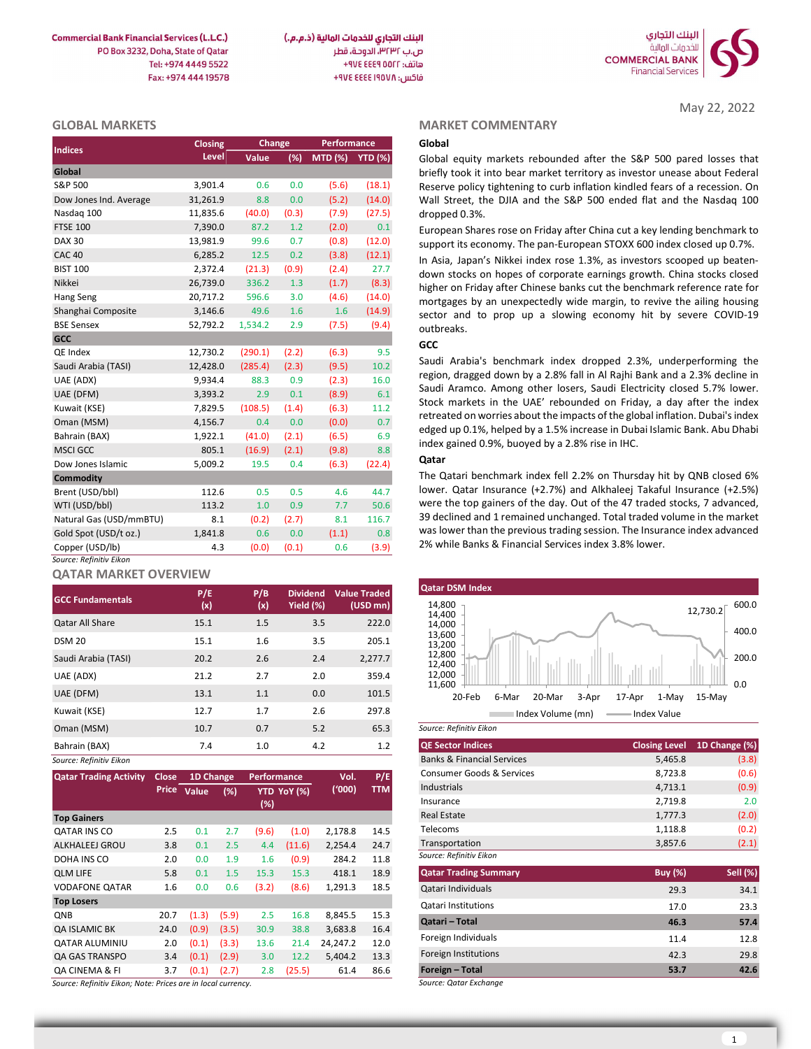Commercial Bank Financial Services (L.L.C.)
PO Box 3232, Doha, State of Qatar
Tel: +974 4449 5522
Fax: +974 444 19578

البنك التجاري للخدمات المالية (ذ.م.م.)
ص.ب ٣٢٣٢، الدوحة، قطر
هاتف: ٥٥٢٢ ٤٤٤٩ ٩٧٤+
فاكس: ١٩٥٧٨ ٤٤٤٤ ٩٧٤+

May 22, 2022

## GLOBAL MARKETS

| Indices | Closing Level | Change Value | Change (%) | Performance MTD (%) | Performance YTD (%) |
|---|---|---|---|---|---|
| **Global** | | | | | |
| S&P 500 | 3,901.4 | 0.6 | 0.0 | (5.6) | (18.1) |
| Dow Jones Ind. Average | 31,261.9 | 8.8 | 0.0 | (5.2) | (14.0) |
| Nasdaq 100 | 11,835.6 | (40.0) | (0.3) | (7.9) | (27.5) |
| FTSE 100 | 7,390.0 | 87.2 | 1.2 | (2.0) | 0.1 |
| DAX 30 | 13,981.9 | 99.6 | 0.7 | (0.8) | (12.0) |
| CAC 40 | 6,285.2 | 12.5 | 0.2 | (3.8) | (12.1) |
| BIST 100 | 2,372.4 | (21.3) | (0.9) | (2.4) | 27.7 |
| Nikkei | 26,739.0 | 336.2 | 1.3 | (1.7) | (8.3) |
| Hang Seng | 20,717.2 | 596.6 | 3.0 | (4.6) | (14.0) |
| Shanghai Composite | 3,146.6 | 49.6 | 1.6 | 1.6 | (14.9) |
| BSE Sensex | 52,792.2 | 1,534.2 | 2.9 | (7.5) | (9.4) |
| **GCC** | | | | | |
| QE Index | 12,730.2 | (290.1) | (2.2) | (6.3) | 9.5 |
| Saudi Arabia (TASI) | 12,428.0 | (285.4) | (2.3) | (9.5) | 10.2 |
| UAE (ADX) | 9,934.4 | 88.3 | 0.9 | (2.3) | 16.0 |
| UAE (DFM) | 3,393.2 | 2.9 | 0.1 | (8.9) | 6.1 |
| Kuwait (KSE) | 7,829.5 | (108.5) | (1.4) | (6.3) | 11.2 |
| Oman (MSM) | 4,156.7 | 0.4 | 0.0 | (0.0) | 0.7 |
| Bahrain (BAX) | 1,922.1 | (41.0) | (2.1) | (6.5) | 6.9 |
| MSCI GCC | 805.1 | (16.9) | (2.1) | (9.8) | 8.8 |
| Dow Jones Islamic | 5,009.2 | 19.5 | 0.4 | (6.3) | (22.4) |
| **Commodity** | | | | | |
| Brent (USD/bbl) | 112.6 | 0.5 | 0.5 | 4.6 | 44.7 |
| WTI (USD/bbl) | 113.2 | 1.0 | 0.9 | 7.7 | 50.6 |
| Natural Gas (USD/mmBTU) | 8.1 | (0.2) | (2.7) | 8.1 | 116.7 |
| Gold Spot (USD/t oz.) | 1,841.8 | 0.6 | 0.0 | (1.1) | 0.8 |
| Copper (USD/lb) | 4.3 | (0.0) | (0.1) | 0.6 | (3.9) |

Source: Refinitiv Eikon

## MARKET COMMENTARY

### Global

Global equity markets rebounded after the S&P 500 pared losses that briefly took it into bear market territory as investor unease about Federal Reserve policy tightening to curb inflation kindled fears of a recession. On Wall Street, the DJIA and the S&P 500 ended flat and the Nasdaq 100 dropped 0.3%.

European Shares rose on Friday after China cut a key lending benchmark to support its economy. The pan-European STOXX 600 index closed up 0.7%.

In Asia, Japan's Nikkei index rose 1.3%, as investors scooped up beaten-down stocks on hopes of corporate earnings growth. China stocks closed higher on Friday after Chinese banks cut the benchmark reference rate for mortgages by an unexpectedly wide margin, to revive the ailing housing sector and to prop up a slowing economy hit by severe COVID-19 outbreaks.

### GCC

Saudi Arabia's benchmark index dropped 2.3%, underperforming the region, dragged down by a 2.8% fall in Al Rajhi Bank and a 2.3% decline in Saudi Aramco. Among other losers, Saudi Electricity closed 5.7% lower. Stock markets in the UAE' rebounded on Friday, a day after the index retreated on worries about the impacts of the global inflation. Dubai's index edged up 0.1%, helped by a 1.5% increase in Dubai Islamic Bank. Abu Dhabi index gained 0.9%, buoyed by a 2.8% rise in IHC.

### Qatar

The Qatari benchmark index fell 2.2% on Thursday hit by QNB closed 6% lower. Qatar Insurance (+2.7%) and Alkhaleej Takaful Insurance (+2.5%) were the top gainers of the day. Out of the 47 traded stocks, 7 advanced, 39 declined and 1 remained unchanged. Total traded volume in the market was lower than the previous trading session. The Insurance index advanced 2% while Banks & Financial Services index 3.8% lower.

## QATAR MARKET OVERVIEW

| GCC Fundamentals | P/E (x) | P/B (x) | Dividend Yield (%) | Value Traded (USD mn) |
|---|---|---|---|---|
| Qatar All Share | 15.1 | 1.5 | 3.5 | 222.0 |
| DSM 20 | 15.1 | 1.6 | 3.5 | 205.1 |
| Saudi Arabia (TASI) | 20.2 | 2.6 | 2.4 | 2,277.7 |
| UAE (ADX) | 21.2 | 2.7 | 2.0 | 359.4 |
| UAE (DFM) | 13.1 | 1.1 | 0.0 | 101.5 |
| Kuwait (KSE) | 12.7 | 1.7 | 2.6 | 297.8 |
| Oman (MSM) | 10.7 | 0.7 | 5.2 | 65.3 |
| Bahrain (BAX) | 7.4 | 1.0 | 4.2 | 1.2 |

Source: Refinitiv Eikon

**Qatar DSM Index**

Index Volume (mn) — Index Value (12,730.2)

Source: Refinitiv Eikon

| Qatar Trading Activity | Close Price | 1D Change Value | 1D Change (%) | Performance YTD (%) | Performance YoY (%) | Vol. ('000) | P/E TTM |
|---|---|---|---|---|---|---|---|
| **Top Gainers** | | | | | | | |
| QATAR INS CO | 2.5 | 0.1 | 2.7 | (9.6) | (1.0) | 2,178.8 | 14.5 |
| ALKHALEEJ GROU | 3.8 | 0.1 | 2.5 | 4.4 | (11.6) | 2,254.4 | 24.7 |
| DOHA INS CO | 2.0 | 0.0 | 1.9 | 1.6 | (0.9) | 284.2 | 11.8 |
| QLM LIFE | 5.8 | 0.1 | 1.5 | 15.3 | 15.3 | 418.1 | 18.9 |
| VODAFONE QATAR | 1.6 | 0.0 | 0.6 | (3.2) | (8.6) | 1,291.3 | 18.5 |
| **Top Losers** | | | | | | | |
| QNB | 20.7 | (1.3) | (5.9) | 2.5 | 16.8 | 8,845.5 | 15.3 |
| QA ISLAMIC BK | 24.0 | (0.9) | (3.5) | 30.9 | 38.8 | 3,683.8 | 16.4 |
| QATAR ALUMINIU | 2.0 | (0.1) | (3.3) | 13.6 | 21.4 | 24,247.2 | 12.0 |
| QA GAS TRANSPO | 3.4 | (0.1) | (2.9) | 3.0 | 12.2 | 5,404.2 | 13.3 |
| QA CINEMA & FI | 3.7 | (0.1) | (2.7) | 2.8 | (25.5) | 61.4 | 86.6 |

Source: Refinitiv Eikon; Note: Prices are in local currency.

| QE Sector Indices | Closing Level | 1D Change (%) |
|---|---|---|
| Banks & Financial Services | 5,465.8 | (3.8) |
| Consumer Goods & Services | 8,723.8 | (0.6) |
| Industrials | 4,713.1 | (0.9) |
| Insurance | 2,719.8 | 2.0 |
| Real Estate | 1,777.3 | (2.0) |
| Telecoms | 1,118.8 | (0.2) |
| Transportation | 3,857.6 | (2.1) |

Source: Refinitiv Eikon

| Qatar Trading Summary | Buy (%) | Sell (%) |
|---|---|---|
| Qatari Individuals | 29.3 | 34.1 |
| Qatari Institutions | 17.0 | 23.3 |
| **Qatari – Total** | **46.3** | **57.4** |
| Foreign Individuals | 11.4 | 12.8 |
| Foreign Institutions | 42.3 | 29.8 |
| **Foreign – Total** | **53.7** | **42.6** |

Source: Qatar Exchange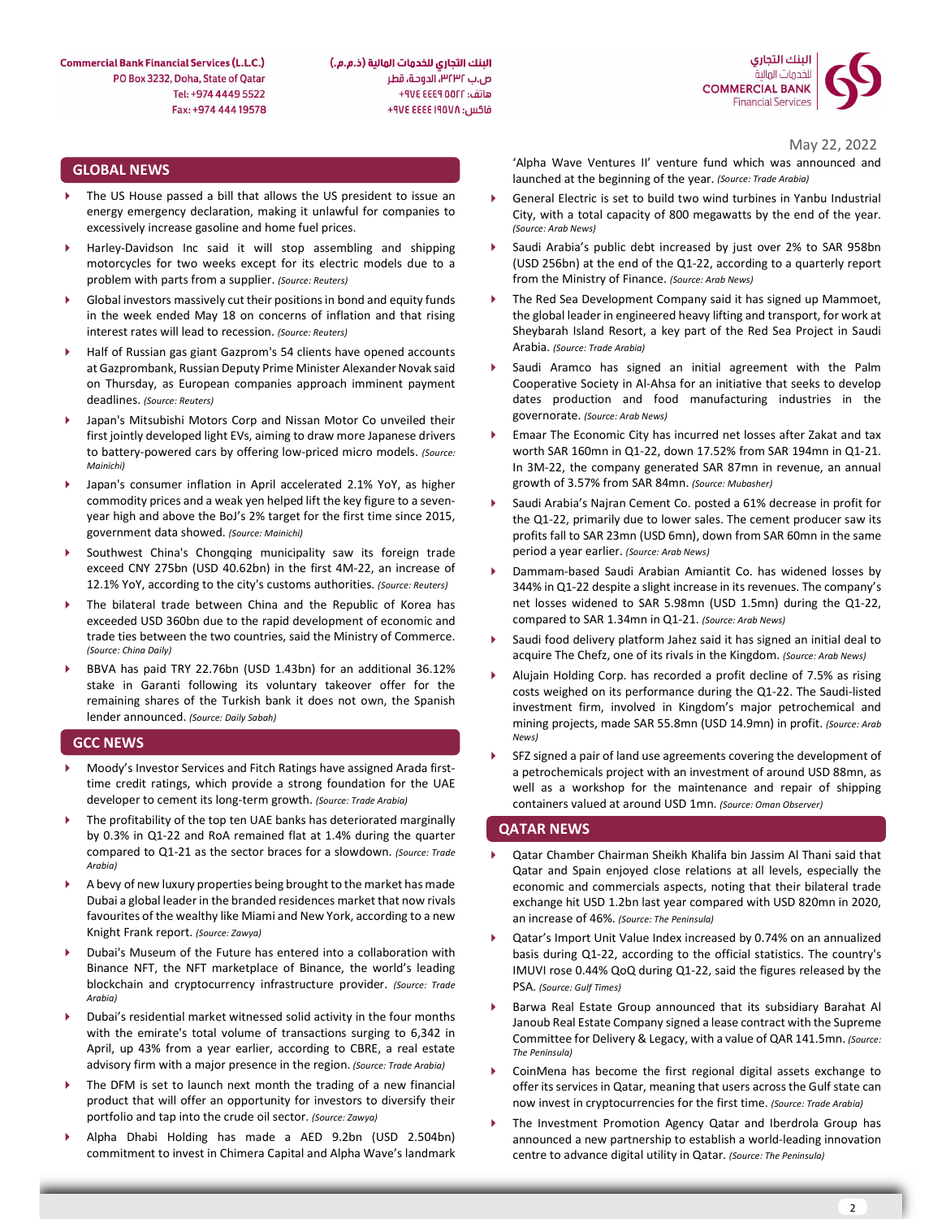May 22, 2022

## GLOBAL NEWS

- The US House passed a bill that allows the US president to issue an energy emergency declaration, making it unlawful for companies to excessively increase gasoline and home fuel prices.
- Harley-Davidson Inc said it will stop assembling and shipping motorcycles for two weeks except for its electric models due to a problem with parts from a supplier. *(Source: Reuters)*
- Global investors massively cut their positions in bond and equity funds in the week ended May 18 on concerns of inflation and that rising interest rates will lead to recession. *(Source: Reuters)*
- Half of Russian gas giant Gazprom's 54 clients have opened accounts at Gazprombank, Russian Deputy Prime Minister Alexander Novak said on Thursday, as European companies approach imminent payment deadlines. *(Source: Reuters)*
- Japan's Mitsubishi Motors Corp and Nissan Motor Co unveiled their first jointly developed light EVs, aiming to draw more Japanese drivers to battery-powered cars by offering low-priced micro models. *(Source: Mainichi)*
- Japan's consumer inflation in April accelerated 2.1% YoY, as higher commodity prices and a weak yen helped lift the key figure to a seven-year high and above the BoJ's 2% target for the first time since 2015, government data showed. *(Source: Mainichi)*
- Southwest China's Chongqing municipality saw its foreign trade exceed CNY 275bn (USD 40.62bn) in the first 4M-22, an increase of 12.1% YoY, according to the city's customs authorities. *(Source: Reuters)*
- The bilateral trade between China and the Republic of Korea has exceeded USD 360bn due to the rapid development of economic and trade ties between the two countries, said the Ministry of Commerce. *(Source: China Daily)*
- BBVA has paid TRY 22.76bn (USD 1.43bn) for an additional 36.12% stake in Garanti following its voluntary takeover offer for the remaining shares of the Turkish bank it does not own, the Spanish lender announced. *(Source: Daily Sabah)*

## GCC NEWS

- Moody's Investor Services and Fitch Ratings have assigned Arada first-time credit ratings, which provide a strong foundation for the UAE developer to cement its long-term growth. *(Source: Trade Arabia)*
- The profitability of the top ten UAE banks has deteriorated marginally by 0.3% in Q1-22 and RoA remained flat at 1.4% during the quarter compared to Q1-21 as the sector braces for a slowdown. *(Source: Trade Arabia)*
- A bevy of new luxury properties being brought to the market has made Dubai a global leader in the branded residences market that now rivals favourites of the wealthy like Miami and New York, according to a new Knight Frank report. *(Source: Zawya)*
- Dubai's Museum of the Future has entered into a collaboration with Binance NFT, the NFT marketplace of Binance, the world's leading blockchain and cryptocurrency infrastructure provider. *(Source: Trade Arabia)*
- Dubai's residential market witnessed solid activity in the four months with the emirate's total volume of transactions surging to 6,342 in April, up 43% from a year earlier, according to CBRE, a real estate advisory firm with a major presence in the region. *(Source: Trade Arabia)*
- The DFM is set to launch next month the trading of a new financial product that will offer an opportunity for investors to diversify their portfolio and tap into the crude oil sector. *(Source: Zawya)*
- Alpha Dhabi Holding has made a AED 9.2bn (USD 2.504bn) commitment to invest in Chimera Capital and Alpha Wave's landmark 'Alpha Wave Ventures II' venture fund which was announced and launched at the beginning of the year. *(Source: Trade Arabia)*
- General Electric is set to build two wind turbines in Yanbu Industrial City, with a total capacity of 800 megawatts by the end of the year. *(Source: Arab News)*
- Saudi Arabia's public debt increased by just over 2% to SAR 958bn (USD 256bn) at the end of the Q1-22, according to a quarterly report from the Ministry of Finance. *(Source: Arab News)*
- The Red Sea Development Company said it has signed up Mammoet, the global leader in engineered heavy lifting and transport, for work at Sheybarah Island Resort, a key part of the Red Sea Project in Saudi Arabia. *(Source: Trade Arabia)*
- Saudi Aramco has signed an initial agreement with the Palm Cooperative Society in Al-Ahsa for an initiative that seeks to develop dates production and food manufacturing industries in the governorate. *(Source: Arab News)*
- Emaar The Economic City has incurred net losses after Zakat and tax worth SAR 160mn in Q1-22, down 17.52% from SAR 194mn in Q1-21. In 3M-22, the company generated SAR 87mn in revenue, an annual growth of 3.57% from SAR 84mn. *(Source: Mubasher)*
- Saudi Arabia's Najran Cement Co. posted a 61% decrease in profit for the Q1-22, primarily due to lower sales. The cement producer saw its profits fall to SAR 23mn (USD 6mn), down from SAR 60mn in the same period a year earlier. *(Source: Arab News)*
- Dammam-based Saudi Arabian Amiantit Co. has widened losses by 344% in Q1-22 despite a slight increase in its revenues. The company's net losses widened to SAR 5.98mn (USD 1.5mn) during the Q1-22, compared to SAR 1.34mn in Q1-21. *(Source: Arab News)*
- Saudi food delivery platform Jahez said it has signed an initial deal to acquire The Chefz, one of its rivals in the Kingdom. *(Source: Arab News)*
- Alujain Holding Corp. has recorded a profit decline of 7.5% as rising costs weighed on its performance during the Q1-22. The Saudi-listed investment firm, involved in Kingdom's major petrochemical and mining projects, made SAR 55.8mn (USD 14.9mn) in profit. *(Source: Arab News)*
- SFZ signed a pair of land use agreements covering the development of a petrochemicals project with an investment of around USD 88mn, as well as a workshop for the maintenance and repair of shipping containers valued at around USD 1mn. *(Source: Oman Observer)*

## QATAR NEWS

- Qatar Chamber Chairman Sheikh Khalifa bin Jassim Al Thani said that Qatar and Spain enjoyed close relations at all levels, especially the economic and commercials aspects, noting that their bilateral trade exchange hit USD 1.2bn last year compared with USD 820mn in 2020, an increase of 46%. *(Source: The Peninsula)*
- Qatar's Import Unit Value Index increased by 0.74% on an annualized basis during Q1-22, according to the official statistics. The country's IMUVI rose 0.44% QoQ during Q1-22, said the figures released by the PSA. *(Source: Gulf Times)*
- Barwa Real Estate Group announced that its subsidiary Barahat Al Janoub Real Estate Company signed a lease contract with the Supreme Committee for Delivery & Legacy, with a value of QAR 141.5mn. *(Source: The Peninsula)*
- CoinMena has become the first regional digital assets exchange to offer its services in Qatar, meaning that users across the Gulf state can now invest in cryptocurrencies for the first time. *(Source: Trade Arabia)*
- The Investment Promotion Agency Qatar and Iberdrola Group has announced a new partnership to establish a world-leading innovation centre to advance digital utility in Qatar. *(Source: The Peninsula)*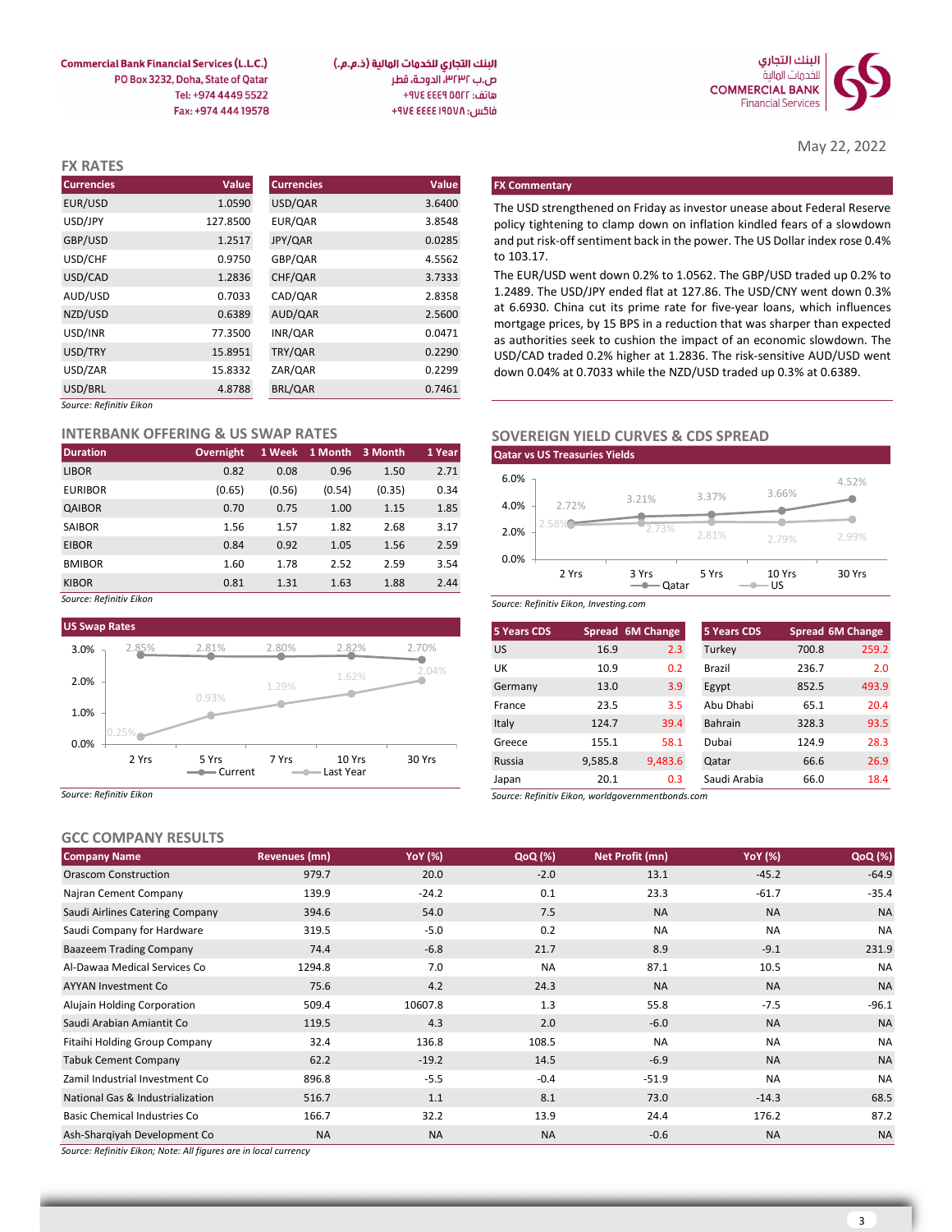Commercial Bank Financial Services (L.L.C.)
PO Box 3232, Doha, State of Qatar
Tel: +974 4449 5522
Fax: +974 444 19578

البنك التجاري للخدمات المالية (ذ.م.م.)
ص.ب ٣٢٣٢، الدوحة، قطر
هاتف: ٥٥٢٢ ٤٤٤٩ ٩٧٤+
فاكس: ١٩٥٧٨ ٤٤٤٤ ٩٧٤+

May 22, 2022

## FX RATES

| Currencies | Value | Currencies | Value |
|---|---|---|---|
| EUR/USD | 1.0590 | USD/QAR | 3.6400 |
| USD/JPY | 127.8500 | EUR/QAR | 3.8548 |
| GBP/USD | 1.2517 | JPY/QAR | 0.0285 |
| USD/CHF | 0.9750 | GBP/QAR | 4.5562 |
| USD/CAD | 1.2836 | CHF/QAR | 3.7333 |
| AUD/USD | 0.7033 | CAD/QAR | 2.8358 |
| NZD/USD | 0.6389 | AUD/QAR | 2.5600 |
| USD/INR | 77.3500 | INR/QAR | 0.0471 |
| USD/TRY | 15.8951 | TRY/QAR | 0.2290 |
| USD/ZAR | 15.8332 | ZAR/QAR | 0.2299 |
| USD/BRL | 4.8788 | BRL/QAR | 0.7461 |

*Source: Refinitiv Eikon*

### FX Commentary

The USD strengthened on Friday as investor unease about Federal Reserve policy tightening to clamp down on inflation kindled fears of a slowdown and put risk-off sentiment back in the power. The US Dollar index rose 0.4% to 103.17.

The EUR/USD went down 0.2% to 1.0562. The GBP/USD traded up 0.2% to 1.2489. The USD/JPY ended flat at 127.86. The USD/CNY went down 0.3% at 6.6930. China cut its prime rate for five-year loans, which influences mortgage prices, by 15 BPS in a reduction that was sharper than expected as authorities seek to cushion the impact of an economic slowdown. The USD/CAD traded 0.2% higher at 1.2836. The risk-sensitive AUD/USD went down 0.04% at 0.7033 while the NZD/USD traded up 0.3% at 0.6389.

## INTERBANK OFFERING & US SWAP RATES

| Duration | Overnight | 1 Week | 1 Month | 3 Month | 1 Year |
|---|---|---|---|---|---|
| LIBOR | 0.82 | 0.08 | 0.96 | 1.50 | 2.71 |
| EURIBOR | (0.65) | (0.56) | (0.54) | (0.35) | 0.34 |
| QAIBOR | 0.70 | 0.75 | 1.00 | 1.15 | 1.85 |
| SAIBOR | 1.56 | 1.57 | 1.82 | 2.68 | 3.17 |
| EIBOR | 0.84 | 0.92 | 1.05 | 1.56 | 2.59 |
| BMIBOR | 1.60 | 1.78 | 2.52 | 2.59 | 3.54 |
| KIBOR | 0.81 | 1.31 | 1.63 | 1.88 | 2.44 |

*Source: Refinitiv Eikon*

### US Swap Rates

| | 2 Yrs | 5 Yrs | 7 Yrs | 10 Yrs | 30 Yrs |
|---|---|---|---|---|---|
| Current | 2.85% | 2.81% | 2.80% | 2.82% | 2.70% |
| Last Year | 0.25% | 0.93% | 1.29% | 1.62% | 2.04% |

*Source: Refinitiv Eikon*

## SOVEREIGN YIELD CURVES & CDS SPREAD

### Qatar vs US Treasuries Yields

| | 2 Yrs | 3 Yrs | 5 Yrs | 10 Yrs | 30 Yrs |
|---|---|---|---|---|---|
| Qatar | 2.72% | 3.21% | 3.37% | 3.66% | 4.52% |
| US | 2.58% | 2.73% | 2.81% | 2.79% | 2.99% |

*Source: Refinitiv Eikon, Investing.com*

| 5 Years CDS | Spread | 6M Change | 5 Years CDS | Spread | 6M Change |
|---|---|---|---|---|---|
| US | 16.9 | 2.3 | Turkey | 700.8 | 259.2 |
| UK | 10.9 | 0.2 | Brazil | 236.7 | 2.0 |
| Germany | 13.0 | 3.9 | Egypt | 852.5 | 493.9 |
| France | 23.5 | 3.5 | Abu Dhabi | 65.1 | 20.4 |
| Italy | 124.7 | 39.4 | Bahrain | 328.3 | 93.5 |
| Greece | 155.1 | 58.1 | Dubai | 124.9 | 28.3 |
| Russia | 9,585.8 | 9,483.6 | Qatar | 66.6 | 26.9 |
| Japan | 20.1 | 0.3 | Saudi Arabia | 66.0 | 18.4 |

*Source: Refinitiv Eikon, worldgovernmentbonds.com*

## GCC COMPANY RESULTS

| Company Name | Revenues (mn) | YoY (%) | QoQ (%) | Net Profit (mn) | YoY (%) | QoQ (%) |
|---|---|---|---|---|---|---|
| Orascom Construction | 979.7 | 20.0 | -2.0 | 13.1 | -45.2 | -64.9 |
| Najran Cement Company | 139.9 | -24.2 | 0.1 | 23.3 | -61.7 | -35.4 |
| Saudi Airlines Catering Company | 394.6 | 54.0 | 7.5 | NA | NA | NA |
| Saudi Company for Hardware | 319.5 | -5.0 | 0.2 | NA | NA | NA |
| Baazeem Trading Company | 74.4 | -6.8 | 21.7 | 8.9 | -9.1 | 231.9 |
| Al-Dawaa Medical Services Co | 1294.8 | 7.0 | NA | 87.1 | 10.5 | NA |
| AYYAN Investment Co | 75.6 | 4.2 | 24.3 | NA | NA | NA |
| Alujain Holding Corporation | 509.4 | 10607.8 | 1.3 | 55.8 | -7.5 | -96.1 |
| Saudi Arabian Amiantit Co | 119.5 | 4.3 | 2.0 | -6.0 | NA | NA |
| Fitaihi Holding Group Company | 32.4 | 136.8 | 108.5 | NA | NA | NA |
| Tabuk Cement Company | 62.2 | -19.2 | 14.5 | -6.9 | NA | NA |
| Zamil Industrial Investment Co | 896.8 | -5.5 | -0.4 | -51.9 | NA | NA |
| National Gas & Industrialization | 516.7 | 1.1 | 8.1 | 73.0 | -14.3 | 68.5 |
| Basic Chemical Industries Co | 166.7 | 32.2 | 13.9 | 24.4 | 176.2 | 87.2 |
| Ash-Sharqiyah Development Co | NA | NA | NA | -0.6 | NA | NA |

*Source: Refinitiv Eikon; Note: All figures are in local currency*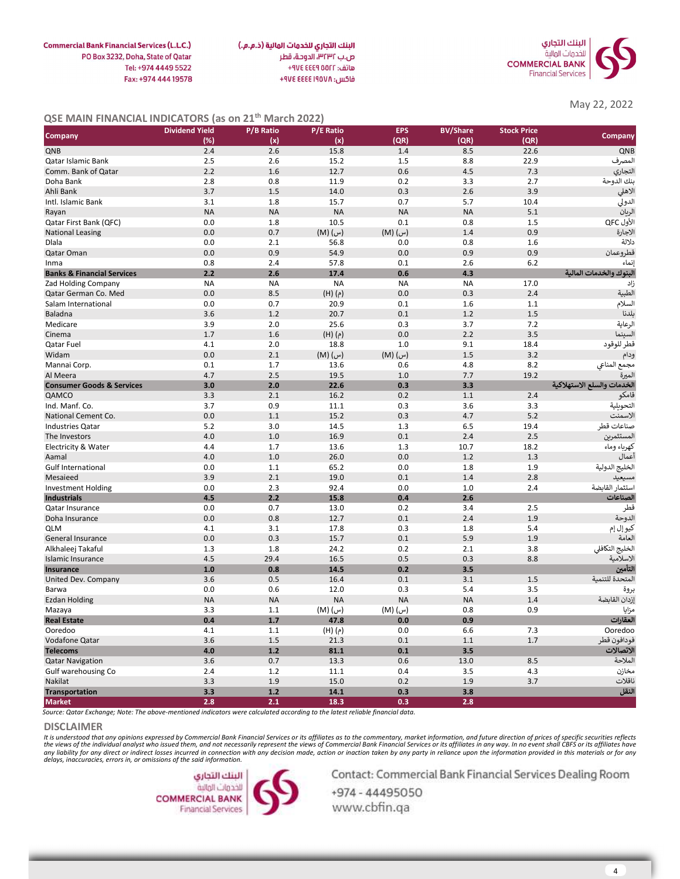Commercial Bank Financial Services (L.L.C.)
PO Box 3232, Doha, State of Qatar
Tel: +974 4449 5522
Fax: +974 444 19578

البنك التجاري للخدمات المالية (ذ.م.م.)
ص.ب ٣٢٣٢، الدوحة، قطر
هاتف: ٥٥٢٢ ٤٤٤٩ ٩٧٤+
فاكس: ١٩٥٧٨ ٤٤٤٤ ٩٧٤+

May 22, 2022

## QSE MAIN FINANCIAL INDICATORS (as on 21th March 2022)

| Company | Dividend Yield (%) | P/B Ratio (x) | P/E Ratio (x) | EPS (QR) | BV/Share (QR) | Stock Price (QR) | Company |
|---|---|---|---|---|---|---|---|
| QNB | 2.4 | 2.6 | 15.8 | 1.4 | 8.5 | 22.6 | QNB |
| Qatar Islamic Bank | 2.5 | 2.6 | 15.2 | 1.5 | 8.8 | 22.9 | المصرف |
| Comm. Bank of Qatar | 2.2 | 1.6 | 12.7 | 0.6 | 4.5 | 7.3 | التجاري |
| Doha Bank | 2.8 | 0.8 | 11.9 | 0.2 | 3.3 | 2.7 | بنك الدوحة |
| Ahli Bank | 3.7 | 1.5 | 14.0 | 0.3 | 2.6 | 3.9 | الاهلي |
| Intl. Islamic Bank | 3.1 | 1.8 | 15.7 | 0.7 | 5.7 | 10.4 | الدولي |
| Rayan | NA | NA | NA | NA | NA | 5.1 | الريان |
| Qatar First Bank (QFC) | 0.0 | 1.8 | 10.5 | 0.1 | 0.8 | 1.5 | الأول QFC |
| National Leasing | 0.0 | 0.7 | (س) (M) | (س) (M) | 1.4 | 0.9 | الاجارة |
| Dlala | 0.0 | 2.1 | 56.8 | 0.0 | 0.8 | 1.6 | دلالة |
| Qatar Oman | 0.0 | 0.9 | 54.9 | 0.0 | 0.9 | 0.9 | قطروعمان |
| Inma | 0.8 | 2.4 | 57.8 | 0.1 | 2.6 | 6.2 | إنماء |
| **Banks & Financial Services** | **2.2** | **2.6** | **17.4** | **0.6** | **4.3** | | **البنوك والخدمات المالية** |
| Zad Holding Company | NA | NA | NA | NA | NA | 17.0 | زاد |
| Qatar German Co. Med | 0.0 | 8.5 | (م) (H) | 0.0 | 0.3 | 2.4 | الطبية |
| Salam International | 0.0 | 0.7 | 20.9 | 0.1 | 1.6 | 1.1 | السلام |
| Baladna | 3.6 | 1.2 | 20.7 | 0.1 | 1.2 | 1.5 | بلدنا |
| Medicare | 3.9 | 2.0 | 25.6 | 0.3 | 3.7 | 7.2 | الرعاية |
| Cinema | 1.7 | 1.6 | (م) (H) | 0.0 | 2.2 | 3.5 | السينما |
| Qatar Fuel | 4.1 | 2.0 | 18.8 | 1.0 | 9.1 | 18.4 | قطر للوقود |
| Widam | 0.0 | 2.1 | (س) (M) | (س) (M) | 1.5 | 3.2 | ودام |
| Mannai Corp. | 0.1 | 1.7 | 13.6 | 0.6 | 4.8 | 8.2 | مجمع المناعي |
| Al Meera | 4.7 | 2.5 | 19.5 | 1.0 | 7.7 | 19.2 | الميرة |
| **Consumer Goods & Services** | **3.0** | **2.0** | **22.6** | **0.3** | **3.3** | | **الخدمات والسلع الاستهلاكية** |
| QAMCO | 3.3 | 2.1 | 16.2 | 0.2 | 1.1 | 2.4 | قامكو |
| Ind. Manf. Co. | 3.7 | 0.9 | 11.1 | 0.3 | 3.6 | 3.3 | التحويلية |
| National Cement Co. | 0.0 | 1.1 | 15.2 | 0.3 | 4.7 | 5.2 | الاسمنت |
| Industries Qatar | 5.2 | 3.0 | 14.5 | 1.3 | 6.5 | 19.4 | صناعات قطر |
| The Investors | 4.0 | 1.0 | 16.9 | 0.1 | 2.4 | 2.5 | المستثمرين |
| Electricity & Water | 4.4 | 1.7 | 13.6 | 1.3 | 10.7 | 18.2 | كهرباء وماء |
| Aamal | 4.0 | 1.0 | 26.0 | 0.0 | 1.2 | 1.3 | أعمال |
| Gulf International | 0.0 | 1.1 | 65.2 | 0.0 | 1.8 | 1.9 | الخليج الدولية |
| Mesaieed | 3.9 | 2.1 | 19.0 | 0.1 | 1.4 | 2.8 | مسيعيد |
| Investment Holding | 0.0 | 2.3 | 92.4 | 0.0 | 1.0 | 2.4 | استثمار القابضة |
| **Industrials** | **4.5** | **2.2** | **15.8** | **0.4** | **2.6** | | **الصناعات** |
| Qatar Insurance | 0.0 | 0.7 | 13.0 | 0.2 | 3.4 | 2.5 | قطر |
| Doha Insurance | 0.0 | 0.8 | 12.7 | 0.1 | 2.4 | 1.9 | الدوحة |
| QLM | 4.1 | 3.1 | 17.8 | 0.3 | 1.8 | 5.4 | كيو إل إم |
| General Insurance | 0.0 | 0.3 | 15.7 | 0.1 | 5.9 | 1.9 | العامة |
| Alkhaleej Takaful | 1.3 | 1.8 | 24.2 | 0.2 | 2.1 | 3.8 | الخليج التكافلي |
| Islamic Insurance | 4.5 | 29.4 | 16.5 | 0.5 | 0.3 | 8.8 | الاسلامية |
| **Insurance** | **1.0** | **0.8** | **14.5** | **0.2** | **3.5** | | **التأمين** |
| United Dev. Company | 3.6 | 0.5 | 16.4 | 0.1 | 3.1 | 1.5 | المتحدة للتنمية |
| Barwa | 0.0 | 0.6 | 12.0 | 0.3 | 5.4 | 3.5 | بروة |
| Ezdan Holding | NA | NA | NA | NA | NA | 1.4 | إزدان القابضة |
| Mazaya | 3.3 | 1.1 | (س) (M) | (س) (M) | 0.8 | 0.9 | مزايا |
| **Real Estate** | **0.4** | **1.7** | **47.8** | **0.0** | **0.9** | | **العقارات** |
| Ooredoo | 4.1 | 1.1 | (م) (H) | 0.0 | 6.6 | 7.3 | Ooredoo |
| Vodafone Qatar | 3.6 | 1.5 | 21.3 | 0.1 | 1.1 | 1.7 | فودافون قطر |
| **Telecoms** | **4.0** | **1.2** | **81.1** | **0.1** | **3.5** | | **الاتصالات** |
| Qatar Navigation | 3.6 | 0.7 | 13.3 | 0.6 | 13.0 | 8.5 | الملاحة |
| Gulf warehousing Co | 2.4 | 1.2 | 11.1 | 0.4 | 3.5 | 4.3 | مخازن |
| Nakilat | 3.3 | 1.9 | 15.0 | 0.2 | 1.9 | 3.7 | ناقلات |
| **Transportation** | **3.3** | **1.2** | **14.1** | **0.3** | **3.8** | | **النقل** |
| **Market** | **2.8** | **2.1** | **18.3** | **0.3** | **2.8** | | |

*Source: Qatar Exchange; Note: The above-mentioned indicators were calculated according to the latest reliable financial data.*

## DISCLAIMER

*It is understood that any opinions expressed by Commercial Bank Financial Services or its affiliates as to the commentary, market information, and future direction of prices of specific securities reflects the views of the individual analyst who issued them, and not necessarily represent the views of Commercial Bank Financial Services or its affiliates in any way. In no event shall CBFS or its affiliates have any liability for any direct or indirect losses incurred in connection with any decision made, action or inaction taken by any party in reliance upon the information provided in this materials or for any delays, inaccuracies, errors in, or omissions of the said information.*

Contact: Commercial Bank Financial Services Dealing Room
+974 - 44495050
www.cbfin.qa